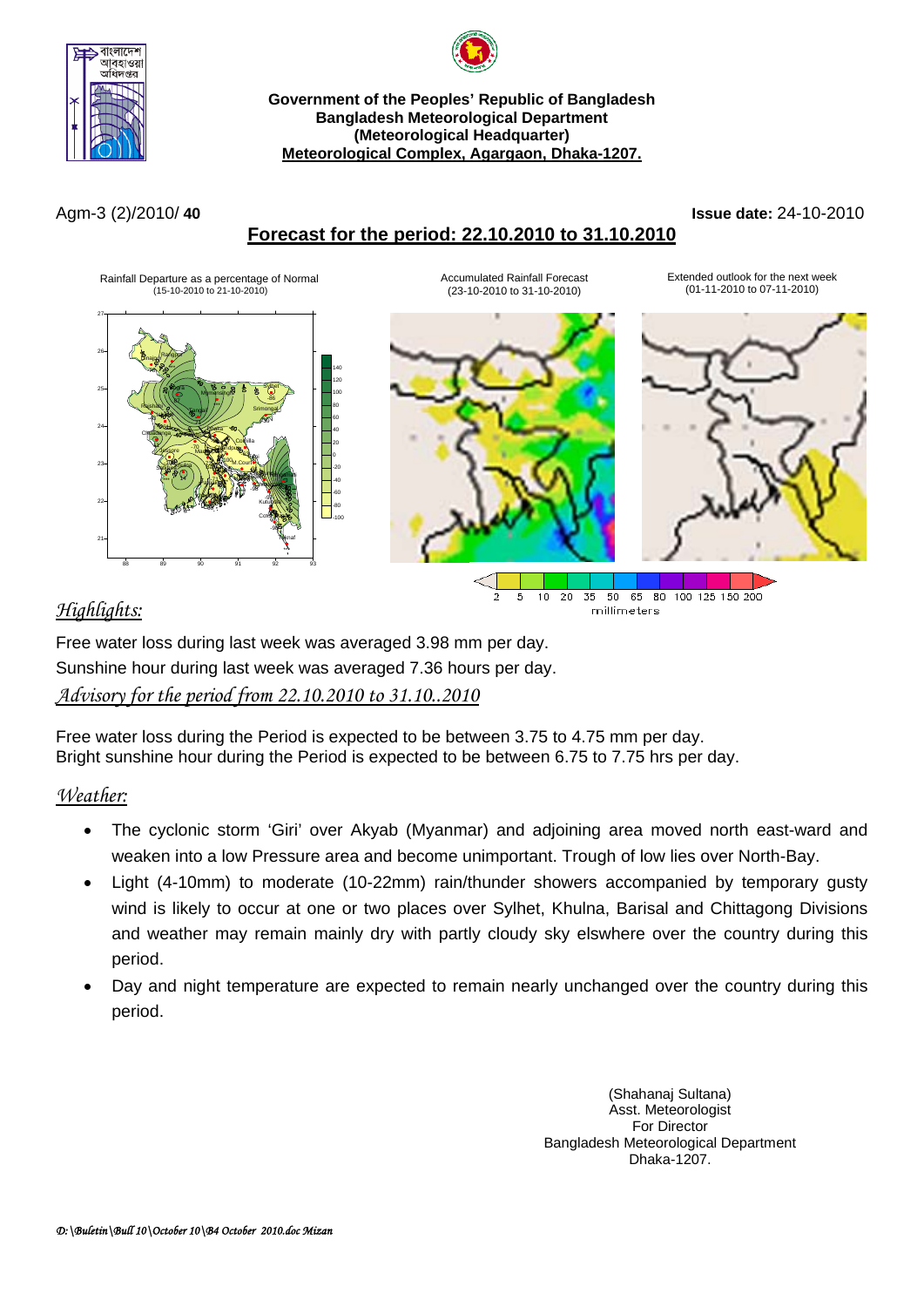**Government of the Peoples' Republic of Bangladesh**
**Bangladesh Meteorological Department**
**(Meteorological Headquarter)**
**Meteorological Complex, Agargaon, Dhaka-1207.**

Agm-3 (2)/2010/ **40**

**Issue date:** 24-10-2010

## Forecast for the period: 22.10.2010 to 31.10.2010

Rainfall Departure as a percentage of Normal (15-10-2010 to 21-10-2010)

Accumulated Rainfall Forecast (23-10-2010 to 31-10-2010)

Extended outlook for the next week (01-11-2010 to 07-11-2010)

2 5 10 20 35 50 65 80 100 125 150 200
millimeters

## *Highlights:*

Free water loss during last week was averaged 3.98 mm per day.
Sunshine hour during last week was averaged 7.36 hours per day.

## *Advisory for the period from 22.10.2010 to 31.10..2010*

Free water loss during the Period is expected to be between 3.75 to 4.75 mm per day.
Bright sunshine hour during the Period is expected to be between 6.75 to 7.75 hrs per day.

## *Weather:*

- The cyclonic storm 'Giri' over Akyab (Myanmar) and adjoining area moved north east-ward and weaken into a low Pressure area and become unimportant. Trough of low lies over North-Bay.
- Light (4-10mm) to moderate (10-22mm) rain/thunder showers accompanied by temporary gusty wind is likely to occur at one or two places over Sylhet, Khulna, Barisal and Chittagong Divisions and weather may remain mainly dry with partly cloudy sky elswhere over the country during this period.
- Day and night temperature are expected to remain nearly unchanged over the country during this period.

(Shahanaj Sultana)
Asst. Meteorologist
For Director
Bangladesh Meteorological Department
Dhaka-1207.

*D:\Buletin\Bull 10\October 10\B4 October 2010.doc Mizan*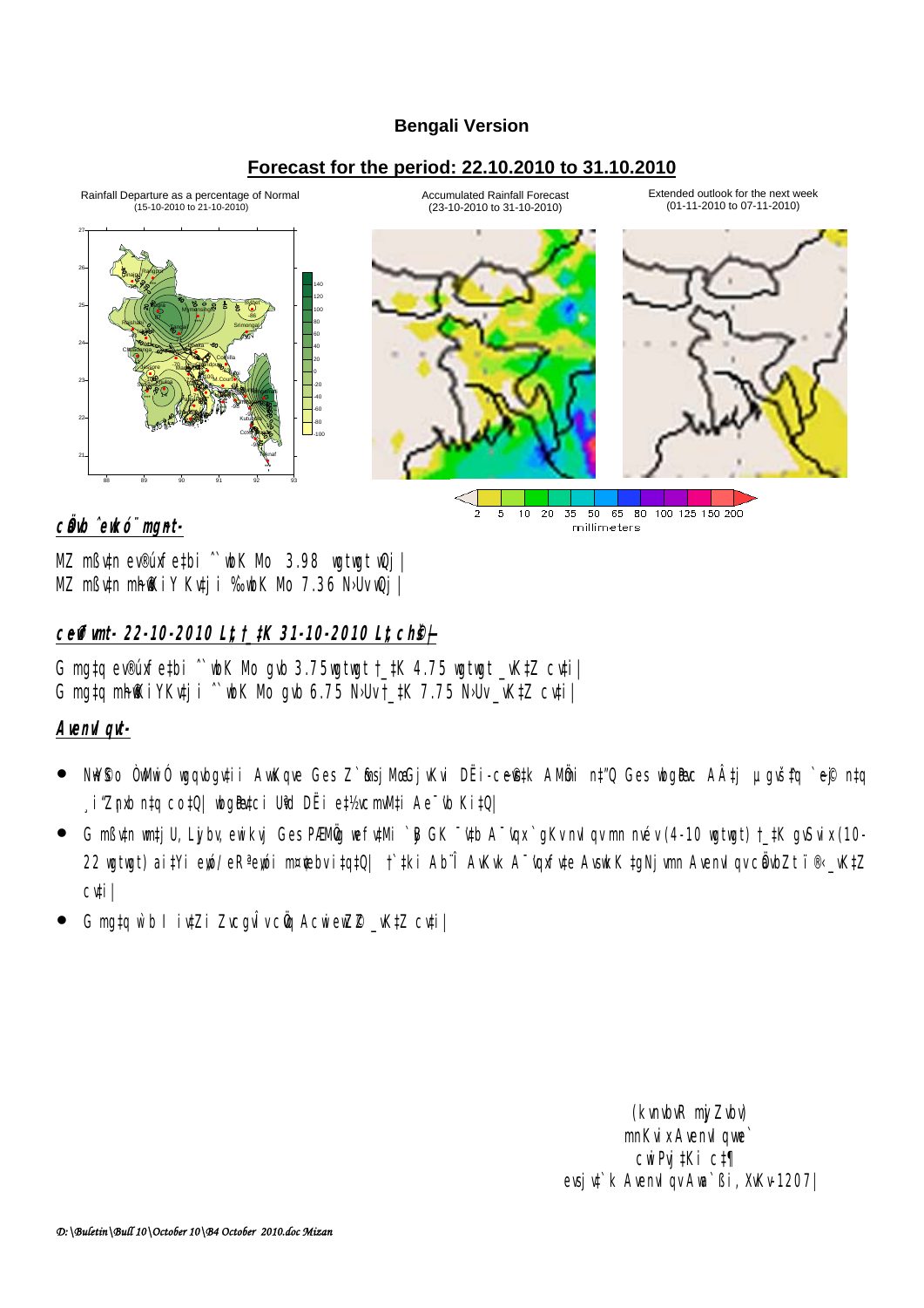**Bengali Version**

## Forecast for the period: 22.10.2010 to 31.10.2010

Rainfall Departure as a percentage of Normal (15-10-2010 to 21-10-2010)

Accumulated Rainfall Forecast (23-10-2010 to 31-10-2010)

Extended outlook for the next week (01-11-2010 to 07-11-2010)

2 5 10 20 35 50 65 80 100 125 150 200
millimeters

### cÖavb ˆewkó¨ mgyn-

MZ mßv‡n ev®úxfe‡bi ˆ`wbK Mo 3.98 wgtwgt wQj|
MZ mßv‡n mh©¨wKiY Kv‡ji ˆ`wbK Mo 7.36 N›Uv wQj|

### c~ev©fvm- 22-10-2010 Lªxt †_‡K 31-10-2010 Lªxt ch©š—

G mgq ev®úxfe‡bi ˆ`wbK Mo gvb 3.75 wgtwgt †_‡K 4.75 wgtwgt _vK‡Z cv‡i|
G mgq mh©¨wKiY Kv‡ji ˆ`wbK Mo gvb 6.75 N›Uv †_‡K 7.75 N›Uv _vK‡Z cv‡i|

### Avenvlqv-

- Nwb©S‡o ÒwMwiÓ wgqvbgv‡ii AwKqve Ges Z`&msjMœ Gjv‡Ki DËi-cwð‡g AMÖmi n‡"Q Ges wbgœPvc A‡j µgvš^‡q `ye©j n‡q ¸i"Zjxb n‡q co‡Q| wbgœPv‡ci Ubd DËi e‡½vcmvM‡i Ae¯'vb Ki‡Q|
- G mßv‡n ivRkvnx, Lyjbv, ewikvj Ges PÆMÖvg wefv‡Mi `yB GK ¯'v‡b A¯'vqx `gKv nvIqvmn nvév (4-10 wgtwgt) †_‡K gvSvix (10-22 wgtwgt) ai‡Yi eyó/eRªeyó n‡q‡Q| †`‡ki Ab¨Î AvKvk A¯'vqxfv‡e Avskk‡gNjvmn AvenvIqv cÖavbZt ï®‹ _vK‡Z cv‡i|
- G mgq w`b I iv‡Zi ZvcgvÎv cÖvq AcwiewZ©Z _vK‡Z cv‡i|

(kvnvbvR mjZvbv)
mnKvix AvenvIqvwe`
cwiPvj‡Ki c‡¶
evsjv‡`k AvenvIqv Awa`ßi, XvKv-1207|

*D:\Buletin\Bull 10\October 10\B4 October 2010.doc Mizan*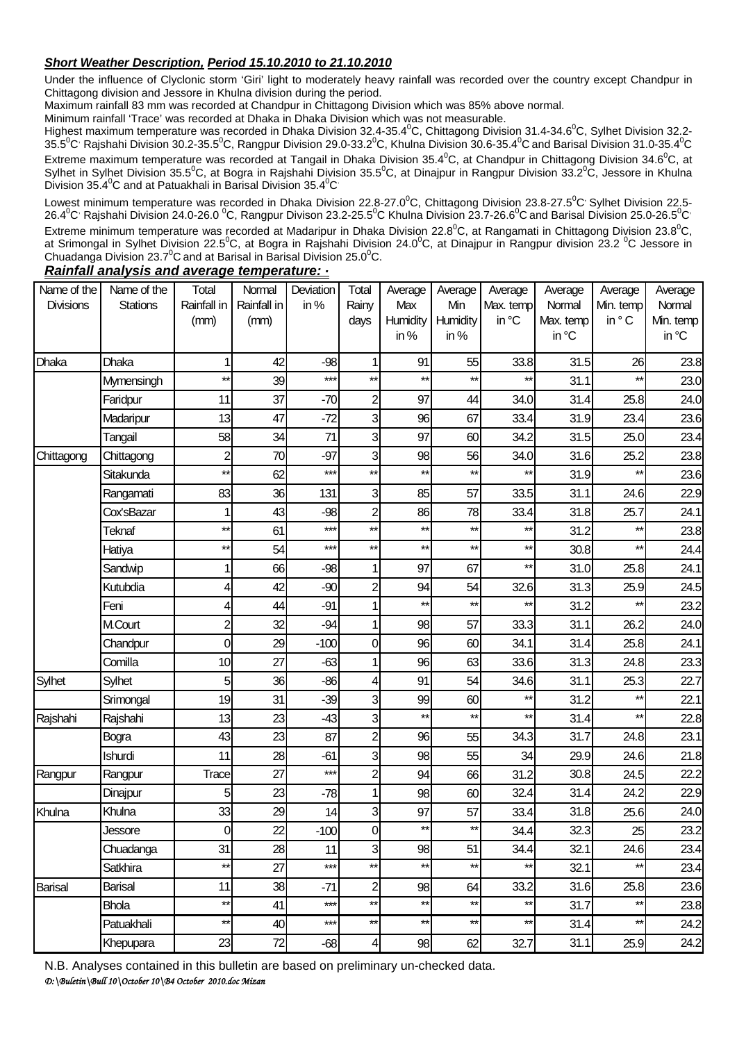***Short Weather Description, Period 15.10.2010 to 21.10.2010***

Under the influence of Clyclonic storm 'Giri' light to moderately heavy rainfall was recorded over the country except Chandpur in Chittagong division and Jessore in Khulna division during the period.

Maximum rainfall 83 mm was recorded at Chandpur in Chittagong Division which was 85% above normal.

Minimum rainfall 'Trace' was recorded at Dhaka in Dhaka Division which was not measurable.

Highest maximum temperature was recorded in Dhaka Division 32.4-35.4$^0$C, Chittagong Division 31.4-34.6$^0$C, Sylhet Division 32.2-35.5$^0$C, Rajshahi Division 30.2-35.5$^0$C, Rangpur Division 29.0-33.2$^0$C, Khulna Division 30.6-35.4$^0$C and Barisal Division 31.0-35.4$^0$C

Extreme maximum temperature was recorded at Tangail in Dhaka Division 35.4$^0$C, at Chandpur in Chittagong Division 34.6$^0$C, at Sylhet in Sylhet Division 35.5$^0$C, at Bogra in Rajshahi Division 35.5$^0$C, at Dinajpur in Rangpur Division 33.2$^0$C, Jessore in Khulna Division 35.4$^0$C and at Patuakhali in Barisal Division 35.4$^0$C.

Lowest minimum temperature was recorded in Dhaka Division 22.8-27.0$^0$C, Chittagong Division 23.8-27.5$^0$C, Sylhet Division 22.5-26.4$^0$C, Rajshahi Division 24.0-26.0 $^0$C, Rangpur Divison 23.2-25.5$^0$C Khulna Division 23.7-26.6$^0$C and Barisal Division 25.0-26.5$^0$C.

Extreme minimum temperature was recorded at Madaripur in Dhaka Division 22.8$^0$C, at Rangamati in Chittagong Division 23.8$^0$C, at Srimongal in Sylhet Division 22.5$^0$C, at Bogra in Rajshahi Division 24.0$^0$C, at Dinajpur in Rangpur division 23.2 $^0$C Jessore in Chuadanga Division 23.7$^0$C and at Barisal in Barisal Division 25.0$^0$C.

***Rainfall analysis and average temperature: ·***

| Name of the Divisions | Name of the Stations | Total Rainfall in (mm) | Normal Rainfall in (mm) | Deviation in % | Total Rainy days | Average Max Humidity in % | Average Min Humidity in % | Average Max. temp in °C | Average Normal Max. temp in °C | Average Min. temp in ° C | Average Normal Min. temp in °C |
|---|---|---|---|---|---|---|---|---|---|---|---|
| Dhaka | Dhaka | 1 | 42 | -98 | 1 | 91 | 55 | 33.8 | 31.5 | 26 | 23.8 |
| | Mymensingh | ** | 39 | *** | ** | ** | ** | ** | 31.1 | ** | 23.0 |
| | Faridpur | 11 | 37 | -70 | 2 | 97 | 44 | 34.0 | 31.4 | 25.8 | 24.0 |
| | Madaripur | 13 | 47 | -72 | 3 | 96 | 67 | 33.4 | 31.9 | 23.4 | 23.6 |
| | Tangail | 58 | 34 | 71 | 3 | 97 | 60 | 34.2 | 31.5 | 25.0 | 23.4 |
| Chittagong | Chittagong | 2 | 70 | -97 | 3 | 98 | 56 | 34.0 | 31.6 | 25.2 | 23.8 |
| | Sitakunda | ** | 62 | *** | ** | ** | ** | ** | 31.9 | ** | 23.6 |
| | Rangamati | 83 | 36 | 131 | 3 | 85 | 57 | 33.5 | 31.1 | 24.6 | 22.9 |
| | Cox'sBazar | 1 | 43 | -98 | 2 | 86 | 78 | 33.4 | 31.8 | 25.7 | 24.1 |
| | Teknaf | ** | 61 | *** | ** | ** | ** | ** | 31.2 | ** | 23.8 |
| | Hatiya | ** | 54 | *** | ** | ** | ** | ** | 30.8 | ** | 24.4 |
| | Sandwip | 1 | 66 | -98 | 1 | 97 | 67 | ** | 31.0 | 25.8 | 24.1 |
| | Kutubdia | 4 | 42 | -90 | 2 | 94 | 54 | 32.6 | 31.3 | 25.9 | 24.5 |
| | Feni | 4 | 44 | -91 | 1 | ** | ** | ** | 31.2 | ** | 23.2 |
| | M.Court | 2 | 32 | -94 | 1 | 98 | 57 | 33.3 | 31.1 | 26.2 | 24.0 |
| | Chandpur | 0 | 29 | -100 | 0 | 96 | 60 | 34.1 | 31.4 | 25.8 | 24.1 |
| | Comilla | 10 | 27 | -63 | 1 | 96 | 63 | 33.6 | 31.3 | 24.8 | 23.3 |
| Sylhet | Sylhet | 5 | 36 | -86 | 4 | 91 | 54 | 34.6 | 31.1 | 25.3 | 22.7 |
| | Srimongal | 19 | 31 | -39 | 3 | 99 | 60 | ** | 31.2 | ** | 22.1 |
| Rajshahi | Rajshahi | 13 | 23 | -43 | 3 | ** | ** | ** | 31.4 | ** | 22.8 |
| | Bogra | 43 | 23 | 87 | 2 | 96 | 55 | 34.3 | 31.7 | 24.8 | 23.1 |
| | Ishurdi | 11 | 28 | -61 | 3 | 98 | 55 | 34 | 29.9 | 24.6 | 21.8 |
| Rangpur | Rangpur | Trace | 27 | *** | 2 | 94 | 66 | 31.2 | 30.8 | 24.5 | 22.2 |
| | Dinajpur | 5 | 23 | -78 | 1 | 98 | 60 | 32.4 | 31.4 | 24.2 | 22.9 |
| Khulna | Khulna | 33 | 29 | 14 | 3 | 97 | 57 | 33.4 | 31.8 | 25.6 | 24.0 |
| | Jessore | 0 | 22 | -100 | 0 | ** | ** | 34.4 | 32.3 | 25 | 23.2 |
| | Chuadanga | 31 | 28 | 11 | 3 | 98 | 51 | 34.4 | 32.1 | 24.6 | 23.4 |
| | Satkhira | ** | 27 | *** | ** | ** | ** | ** | 32.1 | ** | 23.4 |
| Barisal | Barisal | 11 | 38 | -71 | 2 | 98 | 64 | 33.2 | 31.6 | 25.8 | 23.6 |
| | Bhola | ** | 41 | *** | ** | ** | ** | ** | 31.7 | ** | 23.8 |
| | Patuakhali | ** | 40 | *** | ** | ** | ** | ** | 31.4 | ** | 24.2 |
| | Khepupara | 23 | 72 | -68 | 4 | 98 | 62 | 32.7 | 31.1 | 25.9 | 24.2 |

N.B. Analyses contained in this bulletin are based on preliminary un-checked data.

*D:\Buletin\Bull 10\October 10\B4 October 2010.doc Mizan*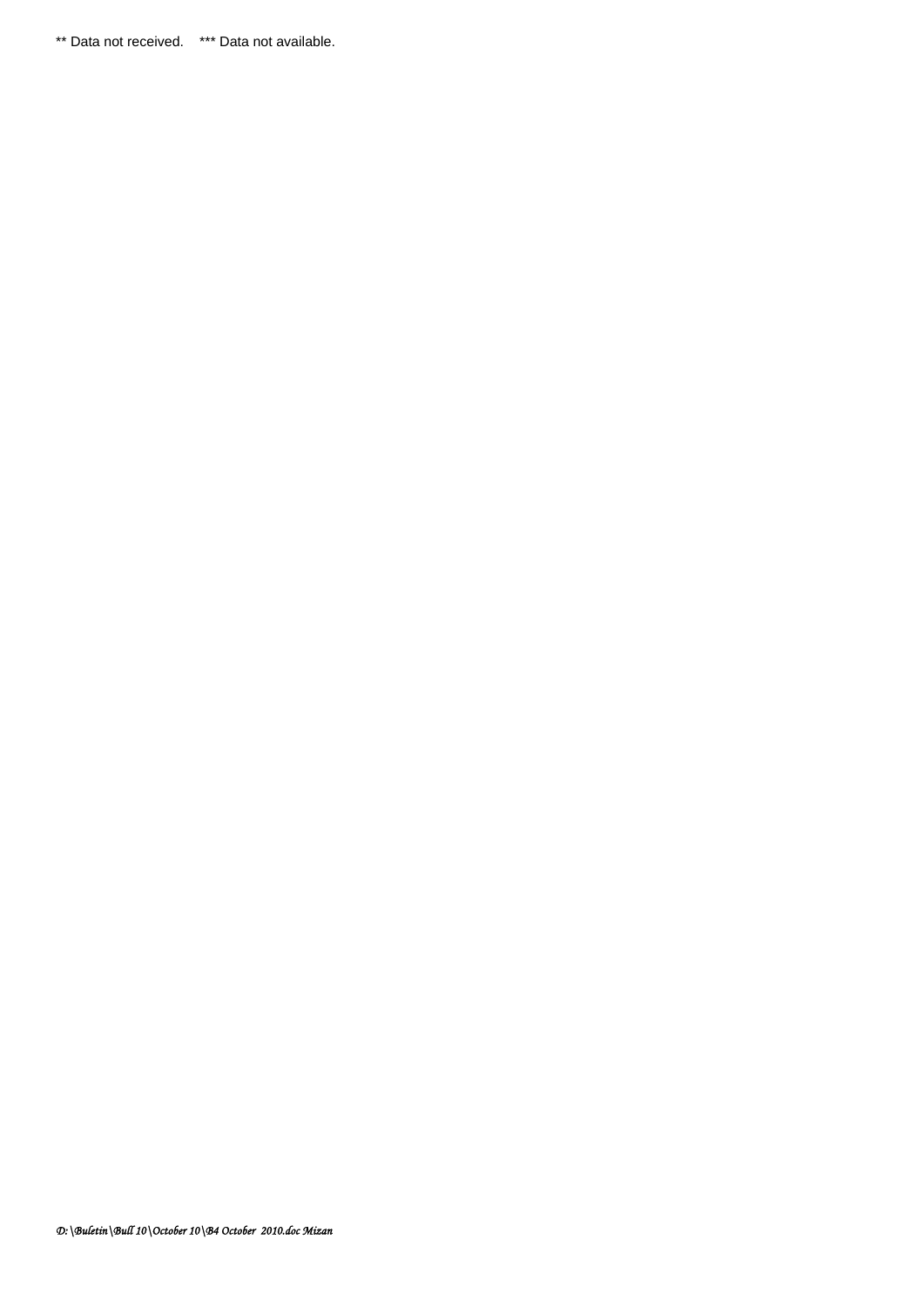** Data not received.    *** Data not available.